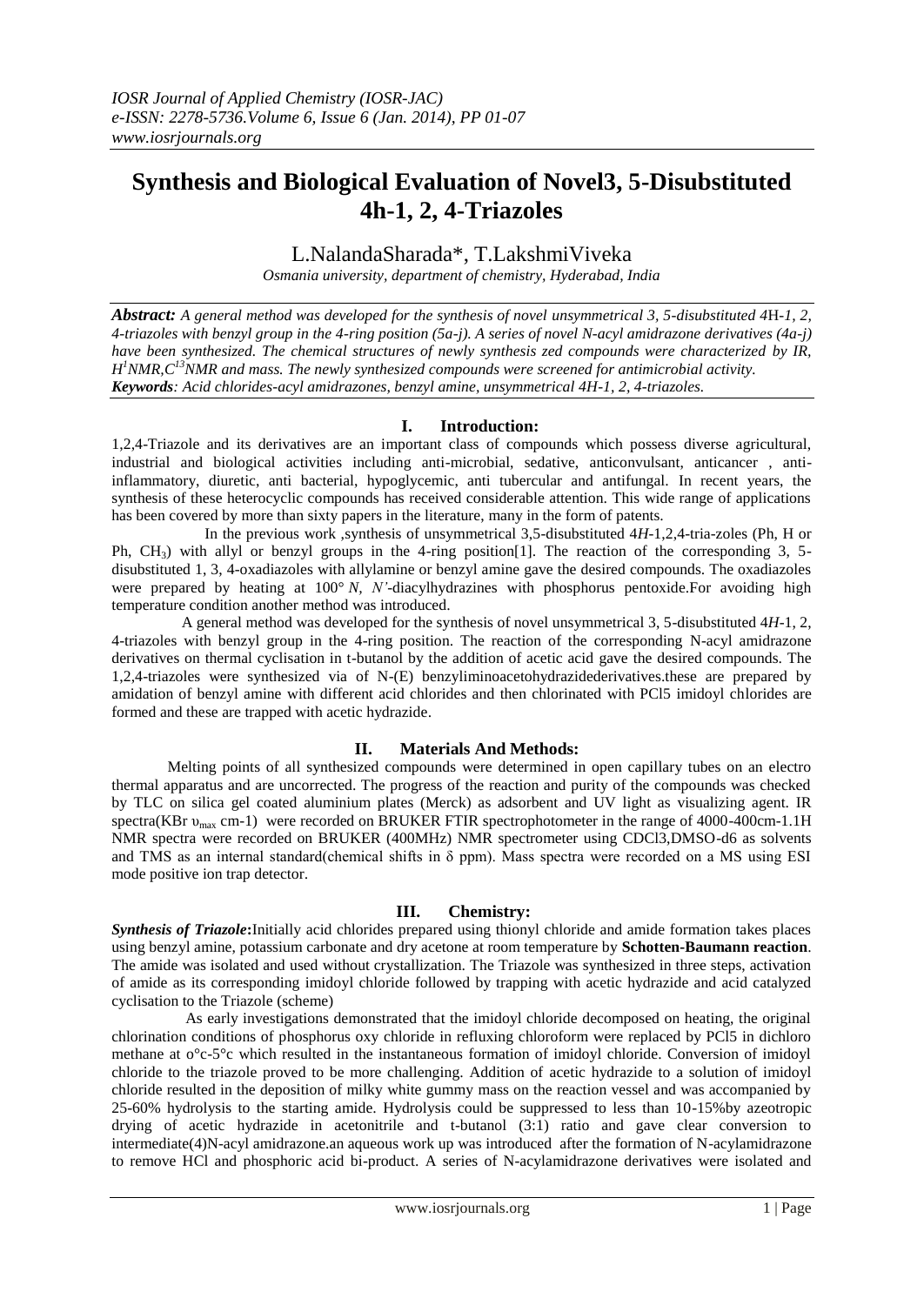# Synthesis and Biological Evaluation of Novel3, 5-Disubstituted 4h-1, 2, 4-Triazoles

L.NalandaSharada*, T.LakshmiViveka

*Osmania university, department of chemistry, Hyderabad, India*

***Abstract:*** *A general method was developed for the synthesis of novel unsymmetrical 3, 5-disubstituted 4H-1, 2, 4-triazoles with benzyl group in the 4-ring position (5a-j). A series of novel N-acyl amidrazone derivatives (4a-j) have been synthesized. The chemical structures of newly synthesis zed compounds were characterized by IR, $H^1$NMR,$C^{13}$NMR and mass. The newly synthesized compounds were screened for antimicrobial activity.*
***Keywords****: Acid chlorides-acyl amidrazones, benzyl amine, unsymmetrical 4H-1, 2, 4-triazoles.*

## I. Introduction:

1,2,4-Triazole and its derivatives are an important class of compounds which possess diverse agricultural, industrial and biological activities including anti-microbial, sedative, anticonvulsant, anticancer , anti-inflammatory, diuretic, anti bacterial, hypoglycemic, anti tubercular and antifungal. In recent years, the synthesis of these heterocyclic compounds has received considerable attention. This wide range of applications has been covered by more than sixty papers in the literature, many in the form of patents.

In the previous work ,synthesis of unsymmetrical 3,5-disubstituted 4*H*-1,2,4-tria-zoles (Ph, H or Ph, $CH_3$) with allyl or benzyl groups in the 4-ring position[1]. The reaction of the corresponding 3, 5-disubstituted 1, 3, 4-oxadiazoles with allylamine or benzyl amine gave the desired compounds. The oxadiazoles were prepared by heating at 100° *N, N'*-diacylhydrazines with phosphorus pentoxide.For avoiding high temperature condition another method was introduced.

A general method was developed for the synthesis of novel unsymmetrical 3, 5-disubstituted 4*H*-1, 2, 4-triazoles with benzyl group on the 4-ring position. The reaction of the corresponding N-acyl amidrazone derivatives on thermal cyclisation in t-butanol by the addition of acetic acid gave the desired compounds. The 1,2,4-triazoles were synthesized via of N-(E) benzyliminoacetohydrazidederivatives.these are prepared by amidation of benzyl amine with different acid chlorides and then chlorinated with PCl5 imidoyl chlorides are formed and these are trapped with acetic hydrazide.

## II. Materials And Methods:

Melting points of all synthesized compounds were determined in open capillary tubes on an electro thermal apparatus and are uncorrected. The progress of the reaction and purity of the compounds was checked by TLC on silica gel coated aluminium plates (Merck) as adsorbent and UV light as visualizing agent. IR spectra(KBr $\upsilon_{max}$ cm-1) were recorded on BRUKER FTIR spectrophotometer in the range of 4000-400cm-1.1H NMR spectra were recorded on BRUKER (400MHz) NMR spectrometer using CDCl3,DMSO-d6 as solvents and TMS as an internal standard(chemical shifts in δ ppm). Mass spectra were recorded on a MS using ESI mode positive ion trap detector.

## III. Chemistry:

***Synthesis of Triazole*****:**Initially acid chlorides prepared using thionyl chloride and amide formation takes places using benzyl amine, potassium carbonate and dry acetone at room temperature by **Schotten-Baumann reaction**. The amide was isolated and used without crystallization. The Triazole was synthesized in three steps, activation of amide as its corresponding imidoyl chloride followed by trapping with acetic hydrazide and acid catalyzed cyclisation to the Triazole (scheme)

As early investigations demonstrated that the imidoyl chloride decomposed on heating, the original chlorination conditions of phosphorus oxy chloride in refluxing chloroform were replaced by PCl5 in dichloro methane at o°c-5°c which resulted in the instantaneous formation of imidoyl chloride. Conversion of imidoyl chloride to the triazole proved to be more challenging. Addition of acetic hydrazide to a solution of imidoyl chloride resulted in the deposition of milky white gummy mass on the reaction vessel and was accompanied by 25-60% hydrolysis to the starting amide. Hydrolysis could be suppressed to less than 10-15%by azeotropic drying of acetic hydrazide in acetonitrile and t-butanol (3:1) ratio and gave clear conversion to intermediate(4)N-acyl amidrazone.an aqueous work up was introduced after the formation of N-acylamidrazone to remove HCl and phosphoric acid bi-product. A series of N-acylamidrazone derivatives were isolated and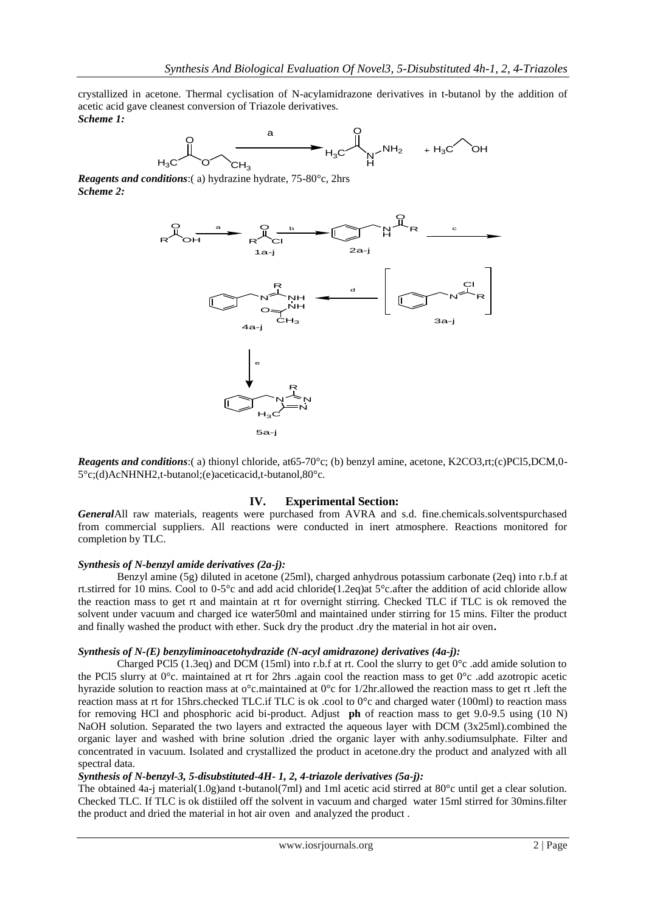crystallized in acetone. Thermal cyclisation of N-acylamidrazone derivatives in t-butanol by the addition of acetic acid gave cleanest conversion of Triazole derivatives.

***Scheme 1:***

***Reagents and conditions***:( a) hydrazine hydrate, 75-80°c, 2hrs

***Scheme 2:***

***Reagents and conditions***:( a) thionyl chloride, at65-70°c; (b) benzyl amine, acetone, K2CO3,rt;(c)PCl5,DCM,0-5°c;(d)AcNHNH2,t-butanol;(e)aceticacid,t-butanol,80°c.

## IV. Experimental Section:

***General***All raw materials, reagents were purchased from AVRA and s.d. fine.chemicals.solventspurchased from commercial suppliers. All reactions were conducted in inert atmosphere. Reactions monitored for completion by TLC.

***Synthesis of N-benzyl amide derivatives (2a-j):***

Benzyl amine (5g) diluted in acetone (25ml), charged anhydrous potassium carbonate (2eq) into r.b.f at rt.stirred for 10 mins. Cool to 0-5°c and add acid chloride(1.2eq)at 5°c.after the addition of acid chloride allow the reaction mass to get rt and maintain at rt for overnight stirring. Checked TLC if TLC is ok removed the solvent under vacuum and charged ice water50ml and maintained under stirring for 15 mins. Filter the product and finally washed the product with ether. Suck dry the product .dry the material in hot air oven.

***Synthesis of N-(E) benzyliminoacetohydrazide (N-acyl amidrazone) derivatives (4a-j):***

Charged PCl5 (1.3eq) and DCM (15ml) into r.b.f at rt. Cool the slurry to get 0°c .add amide solution to the PCl5 slurry at 0°c. maintained at rt for 2hrs .again cool the reaction mass to get 0°c .add azotropic acetic hyrazide solution to reaction mass at o°c.maintained at 0°c for 1/2hr.allowed the reaction mass to get rt .left the reaction mass at rt for 15hrs.checked TLC.if TLC is ok .cool to 0°c and charged water (100ml) to reaction mass for removing HCl and phosphoric acid bi-product. Adjust **ph** of reaction mass to get 9.0-9.5 using (10 N) NaOH solution. Separated the two layers and extracted the aqueous layer with DCM (3x25ml).combined the organic layer and washed with brine solution .dried the organic layer with anhy.sodiumsulphate. Filter and concentrated in vacuum. Isolated and crystallized the product in acetone.dry the product and analyzed with all spectral data.

***Synthesis of N-benzyl-3, 5-disubstituted-4H- 1, 2, 4-triazole derivatives (5a-j):***

The obtained 4a-j material(1.0g)and t-butanol(7ml) and 1ml acetic acid stirred at 80°c until get a clear solution. Checked TLC. If TLC is ok distiiled off the solvent in vacuum and charged water 15ml stirred for 30mins.filter the product and dried the material in hot air oven and analyzed the product .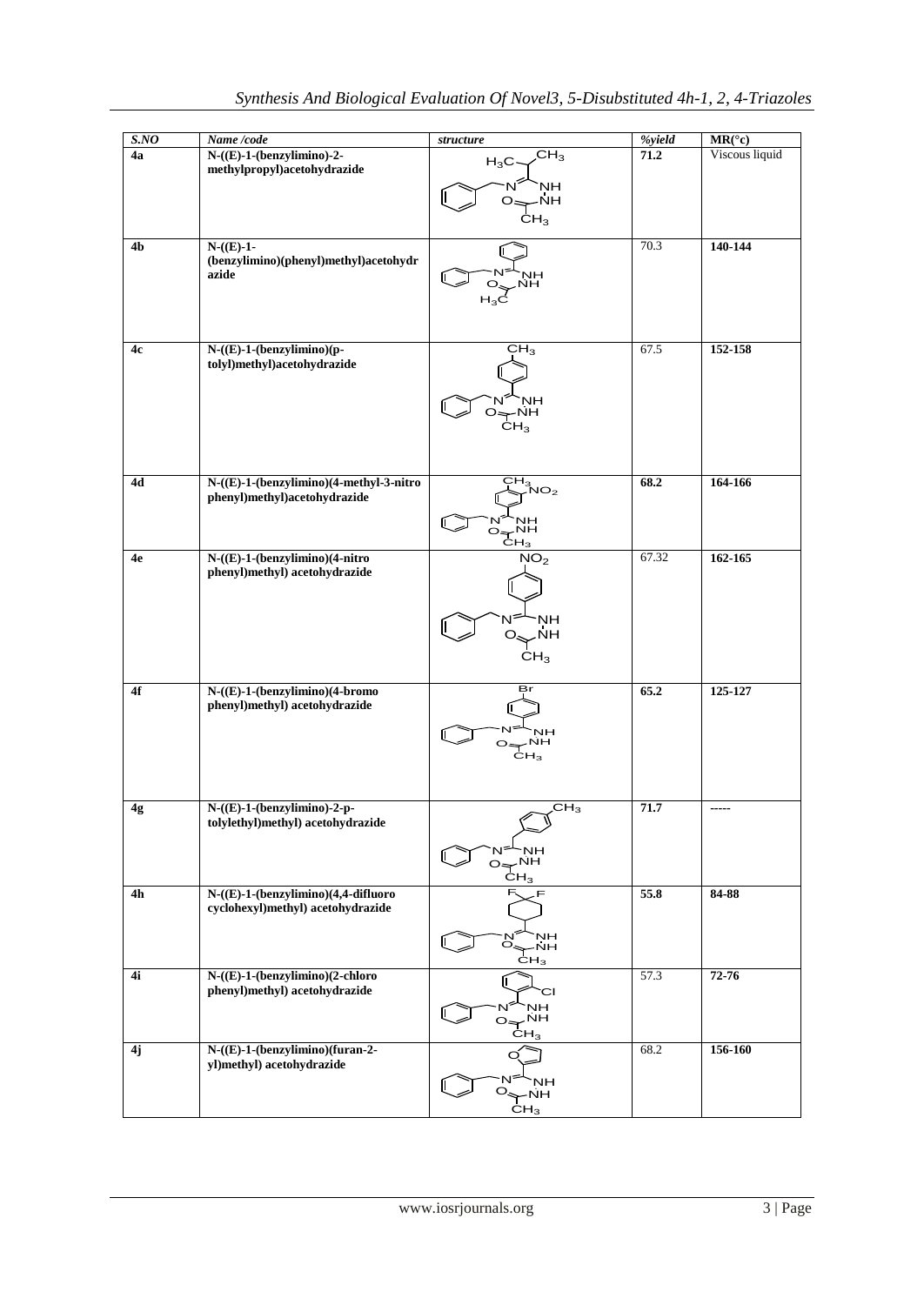| S.NO | Name /code | structure | %yield | MR(°c) |
|---|---|---|---|---|
| 4a | N-((E)-1-(benzylimino)-2-methylpropyl)acetohydrazide | | 71.2 | Viscous liquid |
| 4b | N-((E)-1-(benzylimino)(phenyl)methyl)acetohydrazide | | 70.3 | 140-144 |
| 4c | N-((E)-1-(benzylimino)(p-tolyl)methyl)acetohydrazide | | 67.5 | 152-158 |
| 4d | N-((E)-1-(benzylimino)(4-methyl-3-nitro phenyl)methyl)acetohydrazide | | 68.2 | 164-166 |
| 4e | N-((E)-1-(benzylimino)(4-nitro phenyl)methyl) acetohydrazide | | 67.32 | 162-165 |
| 4f | N-((E)-1-(benzylimino)(4-bromo phenyl)methyl) acetohydrazide | | 65.2 | 125-127 |
| 4g | N-((E)-1-(benzylimino)-2-p-tolylethyl)methyl) acetohydrazide | | 71.7 | ----- |
| 4h | N-((E)-1-(benzylimino)(4,4-difluoro cyclohexyl)methyl) acetohydrazide | | 55.8 | 84-88 |
| 4i | N-((E)-1-(benzylimino)(2-chloro phenyl)methyl) acetohydrazide | | 57.3 | 72-76 |
| 4j | N-((E)-1-(benzylimino)(furan-2-yl)methyl) acetohydrazide | | 68.2 | 156-160 |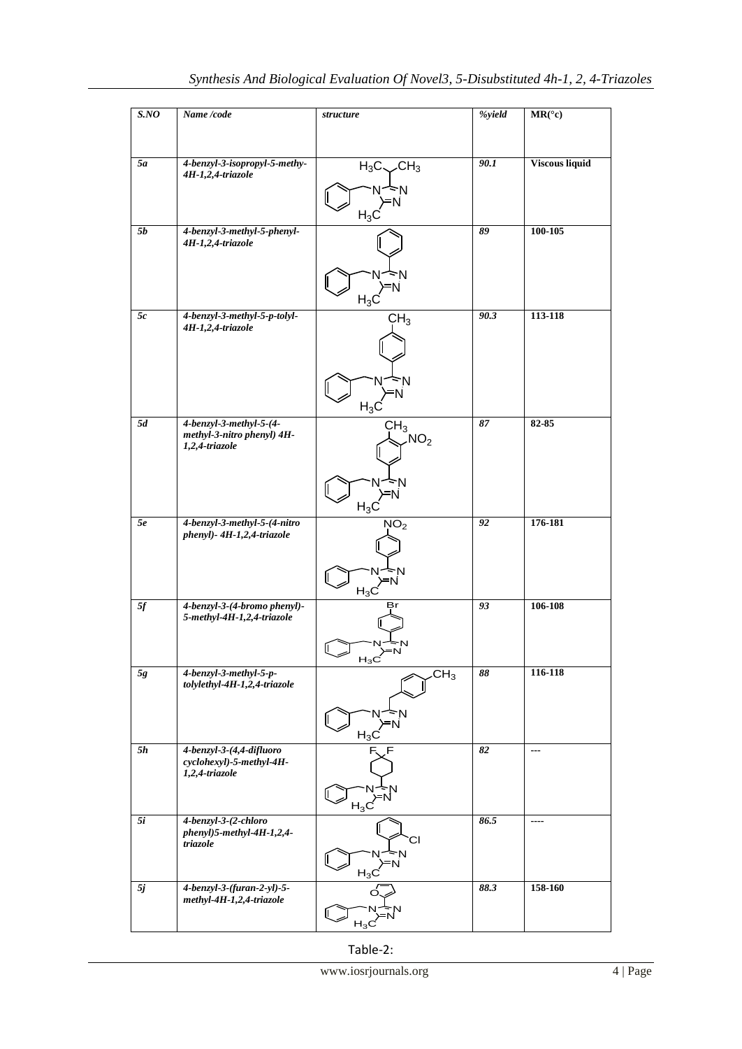| S.NO | Name /code | structure | %yield | MR(°c) |
|---|---|---|---|---|
| 5a | 4-benzyl-3-isopropyl-5-methy-4H-1,2,4-triazole | | 90.1 | Viscous liquid |
| 5b | 4-benzyl-3-methyl-5-phenyl-4H-1,2,4-triazole | | 89 | 100-105 |
| 5c | 4-benzyl-3-methyl-5-p-tolyl-4H-1,2,4-triazole | | 90.3 | 113-118 |
| 5d | 4-benzyl-3-methyl-5-(4-methyl-3-nitro phenyl) 4H-1,2,4-triazole | | 87 | 82-85 |
| 5e | 4-benzyl-3-methyl-5-(4-nitro phenyl)- 4H-1,2,4-triazole | | 92 | 176-181 |
| 5f | 4-benzyl-3-(4-bromo phenyl)-5-methyl-4H-1,2,4-triazole | | 93 | 106-108 |
| 5g | 4-benzyl-3-methyl-5-p-tolylethyl-4H-1,2,4-triazole | | 88 | 116-118 |
| 5h | 4-benzyl-3-(4,4-difluoro cyclohexyl)-5-methyl-4H-1,2,4-triazole | | 82 | --- |
| 5i | 4-benzyl-3-(2-chloro phenyl)5-methyl-4H-1,2,4-triazole | | 86.5 | ---- |
| 5j | 4-benzyl-3-(furan-2-yl)-5-methyl-4H-1,2,4-triazole | | 88.3 | 158-160 |

Table-2: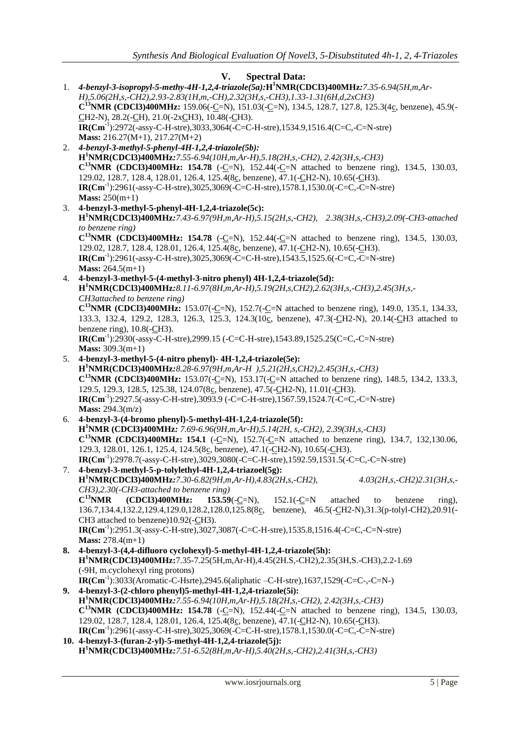## V. Spectral Data:

1. ***4-benzyl-3-isopropyl-5-methy-4H-1,2,4-triazole(5a):*** **$H^1$NMR(CDCl3)400MHz*:*** *7.35-6.94(5H,m,Ar-H),5.06(2H,s,-CH2),2.93-2.83(1H,m,-CH),2.32(3H,s,-CH3),1.33-1.31(6H,d,2xCH3)*
   **$C^{13}$NMR (CDCl3)400MHz:** 159.06(-C=N), 151.03(-C=N), 134.5, 128.7, 127.8, 125.3(4c, benzene), 45.9(-CH2-N), 28.2(-CH), 21.0(-2xCH3), 10.48(-CH3).
   **IR(Cm$^{-1}$)**:2972(-assy-C-H-stre),3033,3064(-C=C-H-stre),1534.9,1516.4(C=C,-C=N-stre)
   **Mass:** 216.27(M+1), 217.27(M+2)
2. ***4-benzyl-3-methyl-5-phenyl-4H-1,2,4-triazole(5b):***
   **$H^1$NMR(CDCl3)400MHz*:*** *7.55-6.94(10H,m,Ar-H),5.18(2H,s,-CH2), 2.42(3H,s,-CH3)*
   **$C^{13}$NMR (CDCl3)400MHz: 154.78** (-C=N), 152.44(-C=N attached to benzene ring), 134.5, 130.03, 129.02, 128.7, 128.4, 128.01, 126.4, 125.4(8c, benzene), 47.1(-CH2-N), 10.65(-CH3).
   **IR(Cm$^{-1}$)**:2961(-assy-C-H-stre),3025,3069(-C=C-H-stre),1578.1,1530.0(-C=C,-C=N-stre)
   **Mass:** 250(m+1)
3. **4-benzyl-3-methyl-5-phenyl-4H-1,2,4-triazole(5c):**
   **$H^1$NMR(CDCl3)400MHz*:*** *7.43-6.97(9H,m,Ar-H),5.15(2H,s,-CH2), 2.38(3H,s,-CH3),2.09(-CH3-attached to benzene ring)*
   **$C^{13}$NMR (CDCl3)400MHz: 154.78** (-C=N), 152.44(-C=N attached to benzene ring), 134.5, 130.03, 129.02, 128.7, 128.4, 128.01, 126.4, 125.4(8c, benzene), 47.1(-CH2-N), 10.65(-CH3).
   **IR(Cm$^{-1}$)**:2961(-assy-C-H-stre),3025,3069(-C=C-H-stre),1543.5,1525.6(-C=C,-C=N-stre)
   **Mass:** 264.5(m+1)
4. **4-benzyl-3-methyl-5-(4-methyl-3-nitro phenyl) 4H-1,2,4-triazole(5d):**
   **$H^1$NMR(CDCl3)400MHz*:*** *8.11-6.97(8H,m,Ar-H),5.19(2H,s,CH2),2.62(3H,s,-CH3),2.45(3H,s,-CH3attached to benzene ring)*
   **$C^{13}$NMR (CDCl3)400MHz:** 153.07(-C=N), 152.7(-C=N attached to benzene ring), 149.0, 135.1, 134.33, 133.3, 132.4, 129.2, 128.3, 126.3, 125.3, 124.3(10c, benzene), 47.3(-CH2-N), 20.14(-CH3 attached to benzene ring), 10.8(-CH3).
   **IR(Cm$^{-1}$)**:2930(-assy-C-H-stre),2999.15 (-C=C-H-stre),1543.89,1525.25(C=C,-C=N-stre)
   **Mass:** 309.3(m+1)
5. **4-benzyl-3-methyl-5-(4-nitro phenyl)- 4H-1,2,4-triazole(5e):**
   **$H^1$NMR(CDCl3)400MHz*:*** *8.28-6.97(9H,m,Ar-H ),5.21(2H,s,CH2),2.45(3H,s,-CH3)*
   **$C^{13}$NMR (CDCl3)400MHz:** 153.07(-C=N), 153.17(-C=N attached to benzene ring), 148.5, 134.2, 133.3, 129.5, 129.3, 128.5, 125.38, 124.07(8c, benzene), 47.5(-CH2-N), 11.01(-CH3).
   **IR(Cm$^{-1}$)**:2927.5(-assy-C-H-stre),3093.9 (-C=C-H-stre),1567.59,1524.7(-C=C,-C=N-stre)
   **Mass:** 294.3(m/z)
6. **4-benzyl-3-(4-bromo phenyl)-5-methyl-4H-1,2,4-triazole(5f):**
   **$H^1$NMR (CDCl3)400MHz*:*** *7.69-6.96(9H,m,Ar-H),5.14(2H, s,-CH2), 2.39(3H,s,-CH3)*
   **$C^{13}$NMR (CDCl3)400MHz: 154.1** (-C=N), 152.7(-C=N attached to benzene ring), 134.7, 132,130.06, 129.3, 128.01, 126.1, 125.4, 124.5(8c, benzene), 47.1(-CH2-N), 10.65(-CH3).
   **IR(Cm$^{-1}$)**:2978.7(-assy-C-H-stre),3029,3080(-C=C-H-stre),1592.59,1531.5(-C=C,-C=N-stre)
7. **4-benzyl-3-methyl-5-p-tolylethyl-4H-1,2,4-triazoel(5g):**
   **$H^1$NMR(CDCl3)400MHz*:*** *7.30-6.82(9H,m,Ar-H),4.83(2H,s,-CH2), 4.03(2H,s,-CH2)2.31(3H,s,-CH3),2.30(-CH3-attached to benzene ring)*
   **$C^{13}$NMR (CDCl3)400MHz: 153.59**(-C=N), 152.1(-C=N attached to benzene ring), 136.7,134.4,132.2,129.4,129.0,128.2,128.0,125.8(8c, benzene), 46.5(-CH2-N),31.3(p-tolyl-CH2),20.91(-CH3 attached to benzene)10.92(-CH3).
   **IR(Cm$^{-1}$)**:2951.3(-assy-C-H-stre),3027,3087(-C=C-H-stre),1535.8,1516.4(-C=C,-C=N-stre)
   **Mass:** 278.4(m+1)
8. **4-benzyl-3-(4,4-difluoro cyclohexyl)-5-methyl-4H-1,2,4-triazole(5h):**
   **$H^1$NMR(CDCl3)400MHz:**7.35-7.25(5H,m,Ar-H),4.45(2H.S,-CH2),2.35(3H,S.-CH3),2.2-1.69 (-9H, m.cyclohexyl ring protons)
   **IR(Cm$^{-1}$)**:3033(Aromatic-C-Hsrte),2945.6(aliphatic –C-H-stre),1637,1529(-C=C-,-C=N-)
9. **4-benzyl-3-(2-chloro phenyl)5-methyl-4H-1,2,4-triazole(5i):**
   **$H^1$NMR(CDCl3)400MHz*:*** *7.55-6.94(10H,m,Ar-H),5.18(2H,s,-CH2), 2.42(3H,s,-CH3)*
   **$C^{13}$NMR (CDCl3)400MHz: 154.78** (-C=N), 152.44(-C=N attached to benzene ring), 134.5, 130.03, 129.02, 128.7, 128.4, 128.01, 126.4, 125.4(8c, benzene), 47.1(-CH2-N), 10.65(-CH3).
   **IR(Cm$^{-1}$)**:2961(-assy-C-H-stre),3025,3069(-C=C-H-stre),1578.1,1530.0(-C=C,-C=N-stre)
10. **4-benzyl-3-(furan-2-yl)-5-methyl-4H-1,2,4-triazole(5j):**
   **$H^1$NMR(CDCl3)400MHz*:*** *7.51-6.52(8H,m,Ar-H),5.40(2H,s,-CH2),2.41(3H,s,-CH3)*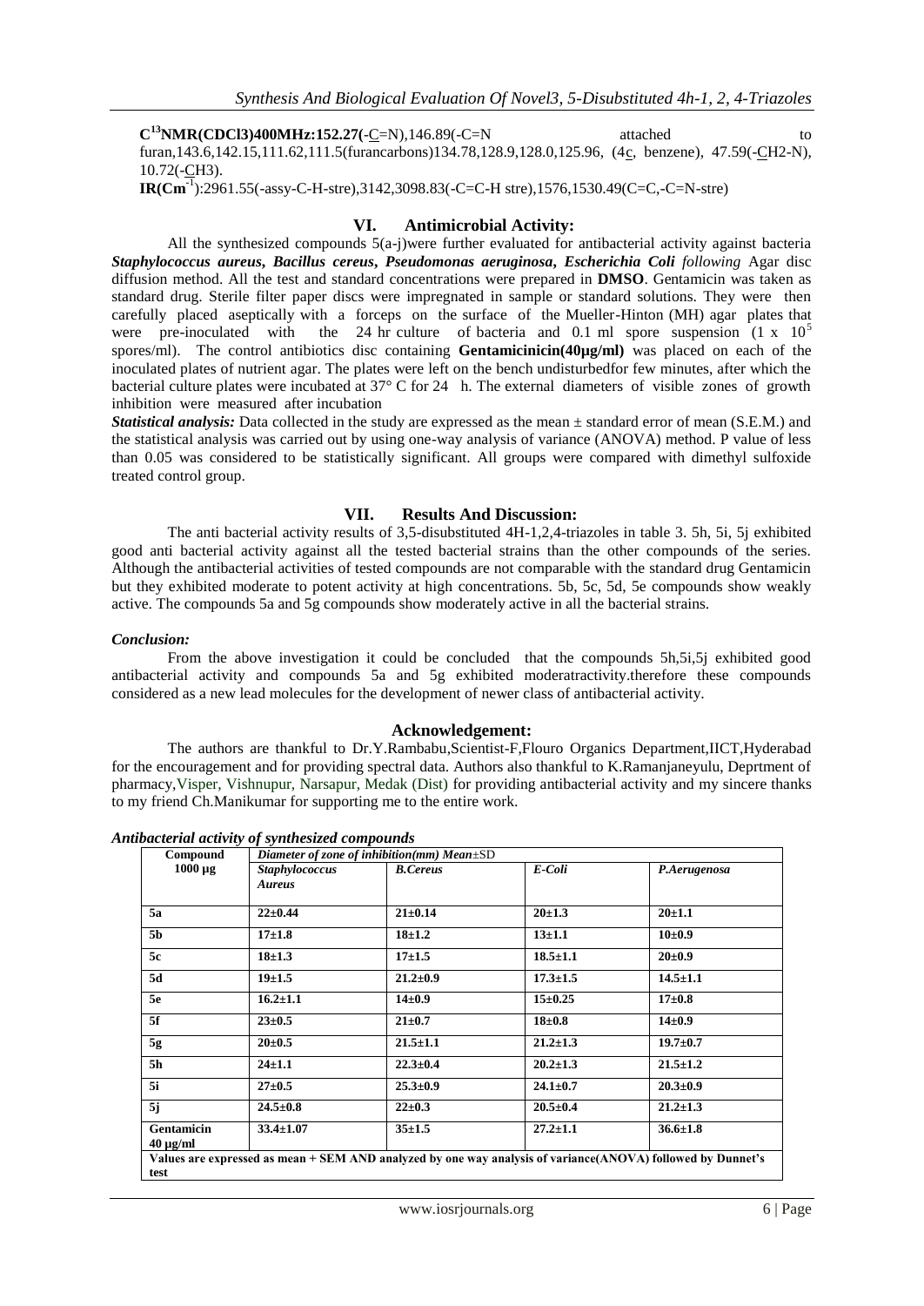**$C^{13}$NMR(CDCl3)400MHz:152.27(-C=N)**,146.89(-C=N attached to furan,143.6,142.15,111.62,111.5(furancarbons)134.78,128.9,128.0,125.96, (4c, benzene), 47.59(-CH2-N), 10.72(-CH3).

**IR(Cm$^{-1}$)**:2961.55(-assy-C-H-stre),3142,3098.83(-C=C-H stre),1576,1530.49(C=C,-C=N-stre)

## VI. Antimicrobial Activity:

All the synthesized compounds 5(a-j)were further evaluated for antibacterial activity against bacteria ***Staphylococcus aureus, Bacillus cereus, Pseudomonas aeruginosa, Escherichia Coli*** *following* Agar disc diffusion method. All the test and standard concentrations were prepared in **DMSO**. Gentamicin was taken as standard drug. Sterile filter paper discs were impregnated in sample or standard solutions. They were then carefully placed aseptically with a forceps on the surface of the Mueller-Hinton (MH) agar plates that were pre-inoculated with the 24 hr culture of bacteria and 0.1 ml spore suspension (1 x $10^5$ spores/ml). The control antibiotics disc containing **Gentamicinicin(40µg/ml)** was placed on each of the inoculated plates of nutrient agar. The plates were left on the bench undisturbedfor few minutes, after which the bacterial culture plates were incubated at 37° C for 24 h. The external diameters of visible zones of growth inhibition were measured after incubation

***Statistical analysis:*** Data collected in the study are expressed as the mean ± standard error of mean (S.E.M.) and the statistical analysis was carried out by using one-way analysis of variance (ANOVA) method. P value of less than 0.05 was considered to be statistically significant. All groups were compared with dimethyl sulfoxide treated control group.

## VII. Results And Discussion:

The anti bacterial activity results of 3,5-disubstituted 4H-1,2,4-triazoles in table 3. 5h, 5i, 5j exhibited good anti bacterial activity against all the tested bacterial strains than the other compounds of the series. Although the antibacterial activities of tested compounds are not comparable with the standard drug Gentamicin but they exhibited moderate to potent activity at high concentrations. 5b, 5c, 5d, 5e compounds show weakly active. The compounds 5a and 5g compounds show moderately active in all the bacterial strains.

### *Conclusion:*

From the above investigation it could be concluded that the compounds 5h,5i,5j exhibited good antibacterial activity and compounds 5a and 5g exhibited moderatractivity.therefore these compounds considered as a new lead molecules for the development of newer class of antibacterial activity.

### Acknowledgement:

The authors are thankful to Dr.Y.Rambabu,Scientist-F,Flouro Organics Department,IICT,Hyderabad for the encouragement and for providing spectral data. Authors also thankful to K.Ramanjaneyulu, Deprtment of pharmacy,Visper, Vishnupur, Narsapur, Medak (Dist) for providing antibacterial activity and my sincere thanks to my friend Ch.Manikumar for supporting me to the entire work.

***Antibacterial activity of synthesized compounds***

| Compound 1000 µg | *Diameter of zone of inhibition(mm) Mean*±SD | | | |
|---|---|---|---|---|
| | ***Staphylococcus Aureus*** | ***B.Cereus*** | ***E-Coli*** | ***P.Aerugenosa*** |
| **5a** | **22±0.44** | **21±0.14** | **20±1.3** | **20±1.1** |
| **5b** | **17±1.8** | **18±1.2** | **13±1.1** | **10±0.9** |
| **5c** | **18±1.3** | **17±1.5** | **18.5±1.1** | **20±0.9** |
| **5d** | **19±1.5** | **21.2±0.9** | **17.3±1.5** | **14.5±1.1** |
| **5e** | **16.2±1.1** | **14±0.9** | **15±0.25** | **17±0.8** |
| **5f** | **23±0.5** | **21±0.7** | **18±0.8** | **14±0.9** |
| **5g** | **20±0.5** | **21.5±1.1** | **21.2±1.3** | **19.7±0.7** |
| **5h** | **24±1.1** | **22.3±0.4** | **20.2±1.3** | **21.5±1.2** |
| **5i** | **27±0.5** | **25.3±0.9** | **24.1±0.7** | **20.3±0.9** |
| **5j** | **24.5±0.8** | **22±0.3** | **20.5±0.4** | **21.2±1.3** |
| **Gentamicin 40 µg/ml** | **33.4±1.07** | **35±1.5** | **27.2±1.1** | **36.6±1.8** |
| **Values are expressed as mean + SEM AND analyzed by one way analysis of variance(ANOVA) followed by Dunnet's test** | | | | |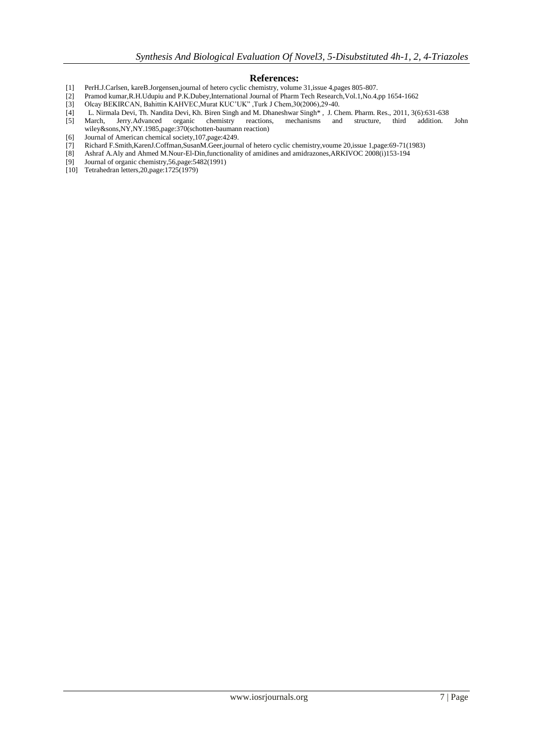## References:

[1] PerH.J.Carlsen, kareB.Jorgensen,journal of hetero cyclic chemistry, volume 31,issue 4,pages 805-807.

[2] Pramod kumar,R.H.Udupiu and P.K.Dubey,International Journal of Pharm Tech Research,Vol.1,No.4,pp 1654-1662

[3] Olcay BEKIRCAN, Bahittin KAHVEC,Murat KUC'UK" ,Turk J Chem,30(2006),29-40.

[4] L. Nirmala Devi, Th. Nandita Devi, Kh. Biren Singh and M. Dhaneshwar Singh* , J. Chem. Pharm. Res., 2011, 3(6):631-638

[5] March, Jerry.Advanced organic chemistry reactions, mechanisms and structure, third addition. John wiley&sons,NY,NY.1985,page:370(schotten-baumann reaction)

[6] Journal of American chemical society,107,page:4249.

[7] Richard F.Smith,KarenJ.Coffman,SusanM.Geer,journal of hetero cyclic chemistry,voume 20,issue 1,page:69-71(1983)

[8] Ashraf A.Aly and Ahmed M.Nour-El-Din,functionality of amidines and amidrazones,ARKIVOC 2008(i)153-194

[9] Journal of organic chemistry,56,page:5482(1991)

[10] Tetrahedran letters,20,page:1725(1979)